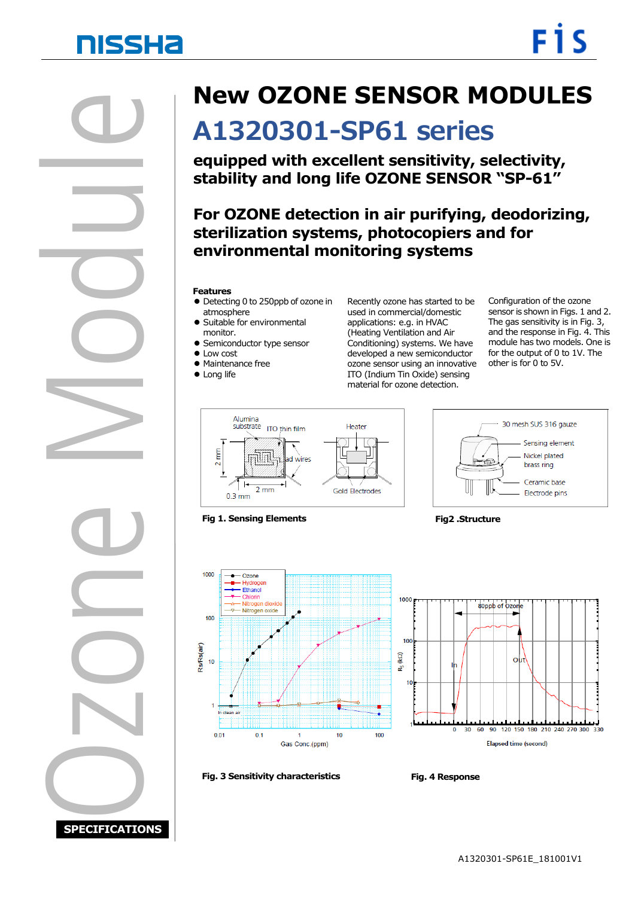# New OZONE SENSOR MODULES

# A1320301-SP61 series

## equipped with excellent sensitivity, selectivity, stability and long life OZONE SENSOR “SP-61”

## For OZONE detection in air purifying, deodorizing, sterilization systems, photocopiers and for environmental monitoring systems

**Features**

- Detecting 0 to 250ppb of ozone in atmosphere
- Suitable for environmental monitor.
- Semiconductor type sensor
- Low cost
- Maintenance free
- Long life

Recently ozone has started to be used in commercial/domestic applications: e.g. in HVAC (Heating Ventilation and Air Conditioning) systems. We have developed a new semiconductor ozone sensor using an innovative ITO (Indium Tin Oxide) sensing material for ozone detection.

Configuration of the ozone sensor is shown in Figs. 1 and 2. The gas sensitivity is in Fig. 3, and the response in Fig. 4. This module has two models. One is for the output of 0 to 1V. The other is for 0 to 5V.

**Fig 1. Sensing Elements**

**Fig2 .Structure**

**Fig. 3 Sensitivity characteristics**

**Fig. 4 Response**

SPECIFICATIONS

A1320301-SP61E_181001V1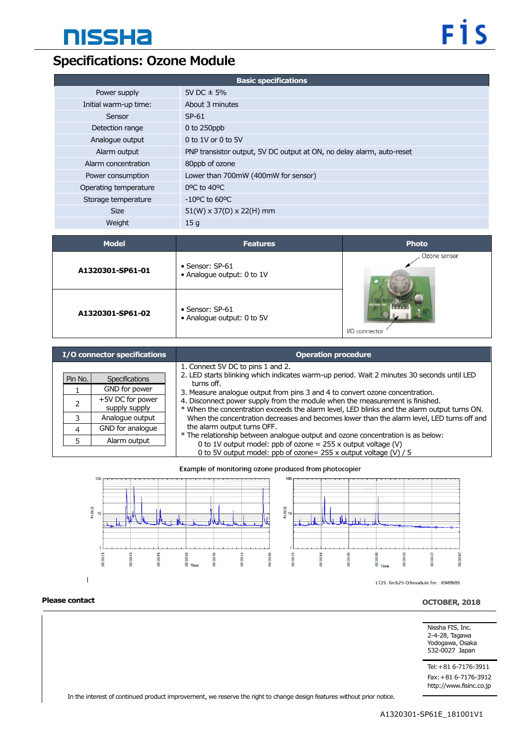# Specifications: Ozone Module

| Basic specifications | |
|---|---|
| Power supply | 5V DC ± 5% |
| Initial warm-up time: | About 3 minutes |
| Sensor | SP-61 |
| Detection range | 0 to 250ppb |
| Analogue output | 0 to 1V or 0 to 5V |
| Alarm output | PNP transistor output, 5V DC output at ON, no delay alarm, auto-reset |
| Alarm concentration | 80ppb of ozone |
| Power consumption | Lower than 700mW (400mW for sensor) |
| Operating temperature | 0ºC to 40ºC |
| Storage temperature | -10ºC to 60ºC |
| Size | 51(W) x 37(D) x 22(H) mm |
| Weight | 15 g |

| Model | Features | Photo |
|---|---|---|
| **A1320301-SP61-01** | • Sensor: SP-61<br>• Analogue output: 0 to 1V | Ozone sensor<br>I/O connector |
| **A1320301-SP61-02** | • Sensor: SP-61<br>• Analogue output: 0 to 5V | |

**I/O connector specifications**

| Pin No. | Specifications |
|---|---|
| 1 | GND for power |
| 2 | +5V DC for power supply supply |
| 3 | Analogue output |
| 4 | GND for analogue |
| 5 | Alarm output |

**Operation procedure**

1. Connect 5V DC to pins 1 and 2.
2. LED starts blinking which indicates warm-up period. Wait 2 minutes 30 seconds until LED turns off.
3. Measure analogue output from pins 3 and 4 to convert ozone concentration.
4. Disconnect power supply from the module when the measurement is finished.

\* When the concentration exceeds the alarm level, LED blinks and the alarm output turns ON. When the concentration decreases and becomes lower than the alarm level, LED turns off and the alarm output turns OFF.

\* The relationship between analogue output and ozone concentration is as below:
0 to 1V output model: ppb of ozone = 255 x output voltage (V)
0 to 5V output model: ppb of ozone= 255 x output voltage (V) / 5

Example of monitoring ozone produced from photocopier

100
10
1
Rs (kΩ)
12:00:00 13:00:00 14:00:00 15:00:00 16:00:00 17:00:00 18:00:00
Time

100
10
1
Rs (kΩ)
12:00:00 14:00:00 16:00:00 18:00:00 20:00:00 22:00:00 24:00:00
Time

LT25_Tech25-O3module.fm : 09/09/05

**Please contact**

**OCTOBER, 2018**

Nissha FIS, Inc.
2-4-28, Tagawa
Yodogawa, Osaka
532-0027 Japan

Tel: +81 6-7176-3911
Fax: +81 6-7176-3912
http://www.fisinc.co.jp

In the interest of continued product improvement, we reserve the right to change design features without prior notice.

A1320301-SP61E_181001V1